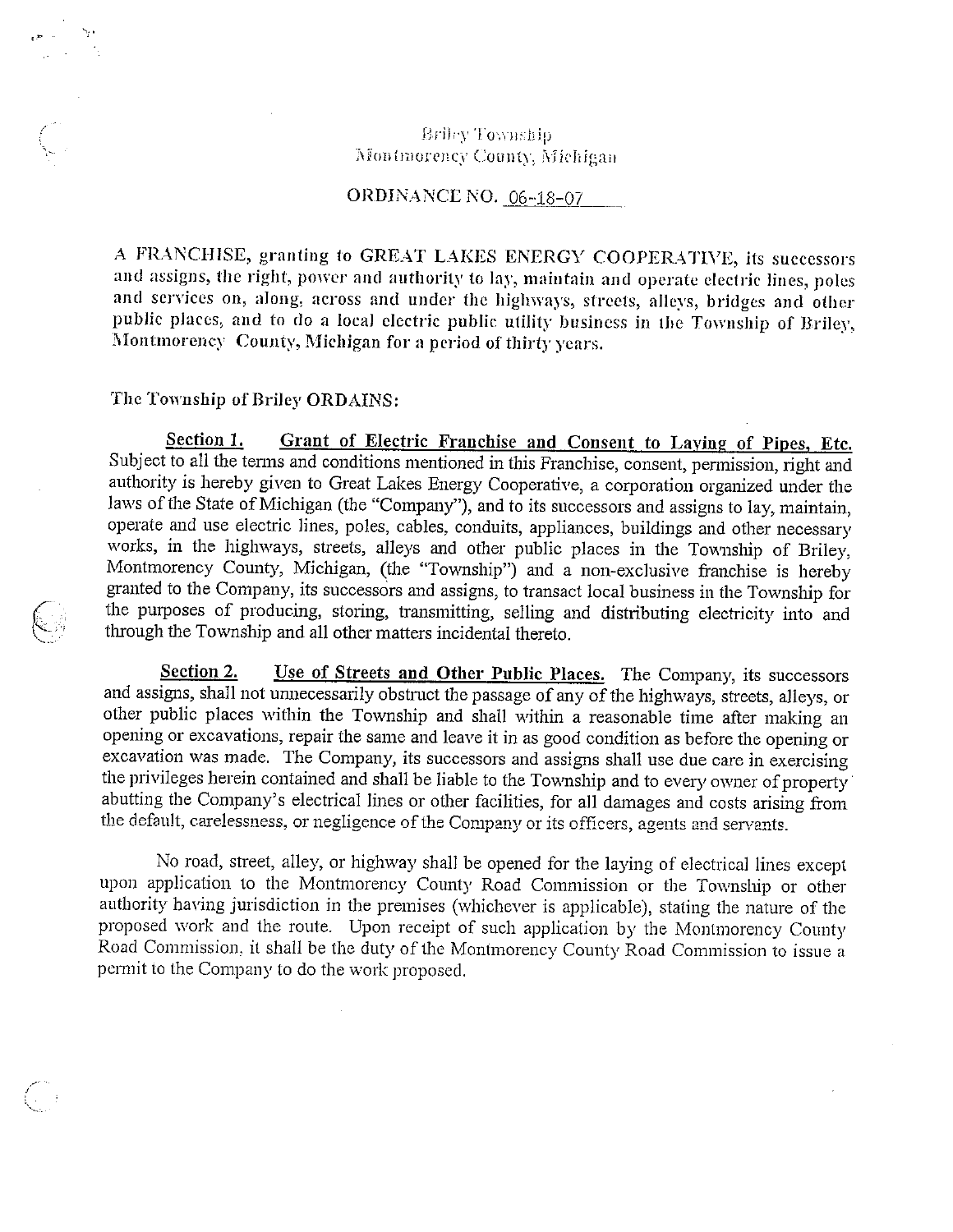Briley Township
Montmorency County, Michigan

ORDINANCE NO. 06-18-07

A FRANCHISE, granting to GREAT LAKES ENERGY COOPERATIVE, its successors and assigns, the right, power and authority to lay, maintain and operate electric lines, poles and services on, along, across and under the highways, streets, alleys, bridges and other public places, and to do a local electric public utility business in the Township of Briley, Montmorency County, Michigan for a period of thirty years.

The Township of Briley ORDAINS:

**Section 1.** **Grant of Electric Franchise and Consent to Laying of Pipes, Etc.** Subject to all the terms and conditions mentioned in this Franchise, consent, permission, right and authority is hereby given to Great Lakes Energy Cooperative, a corporation organized under the laws of the State of Michigan (the "Company"), and to its successors and assigns to lay, maintain, operate and use electric lines, poles, cables, conduits, appliances, buildings and other necessary works, in the highways, streets, alleys and other public places in the Township of Briley, Montmorency County, Michigan, (the "Township") and a non-exclusive franchise is hereby granted to the Company, its successors and assigns, to transact local business in the Township for the purposes of producing, storing, transmitting, selling and distributing electricity into and through the Township and all other matters incidental thereto.

**Section 2.** **Use of Streets and Other Public Places.** The Company, its successors and assigns, shall not unnecessarily obstruct the passage of any of the highways, streets, alleys, or other public places within the Township and shall within a reasonable time after making an opening or excavations, repair the same and leave it in as good condition as before the opening or excavation was made. The Company, its successors and assigns shall use due care in exercising the privileges herein contained and shall be liable to the Township and to every owner of property abutting the Company's electrical lines or other facilities, for all damages and costs arising from the default, carelessness, or negligence of the Company or its officers, agents and servants.

No road, street, alley, or highway shall be opened for the laying of electrical lines except upon application to the Montmorency County Road Commission or the Township or other authority having jurisdiction in the premises (whichever is applicable), stating the nature of the proposed work and the route. Upon receipt of such application by the Montmorency County Road Commission, it shall be the duty of the Montmorency County Road Commission to issue a permit to the Company to do the work proposed.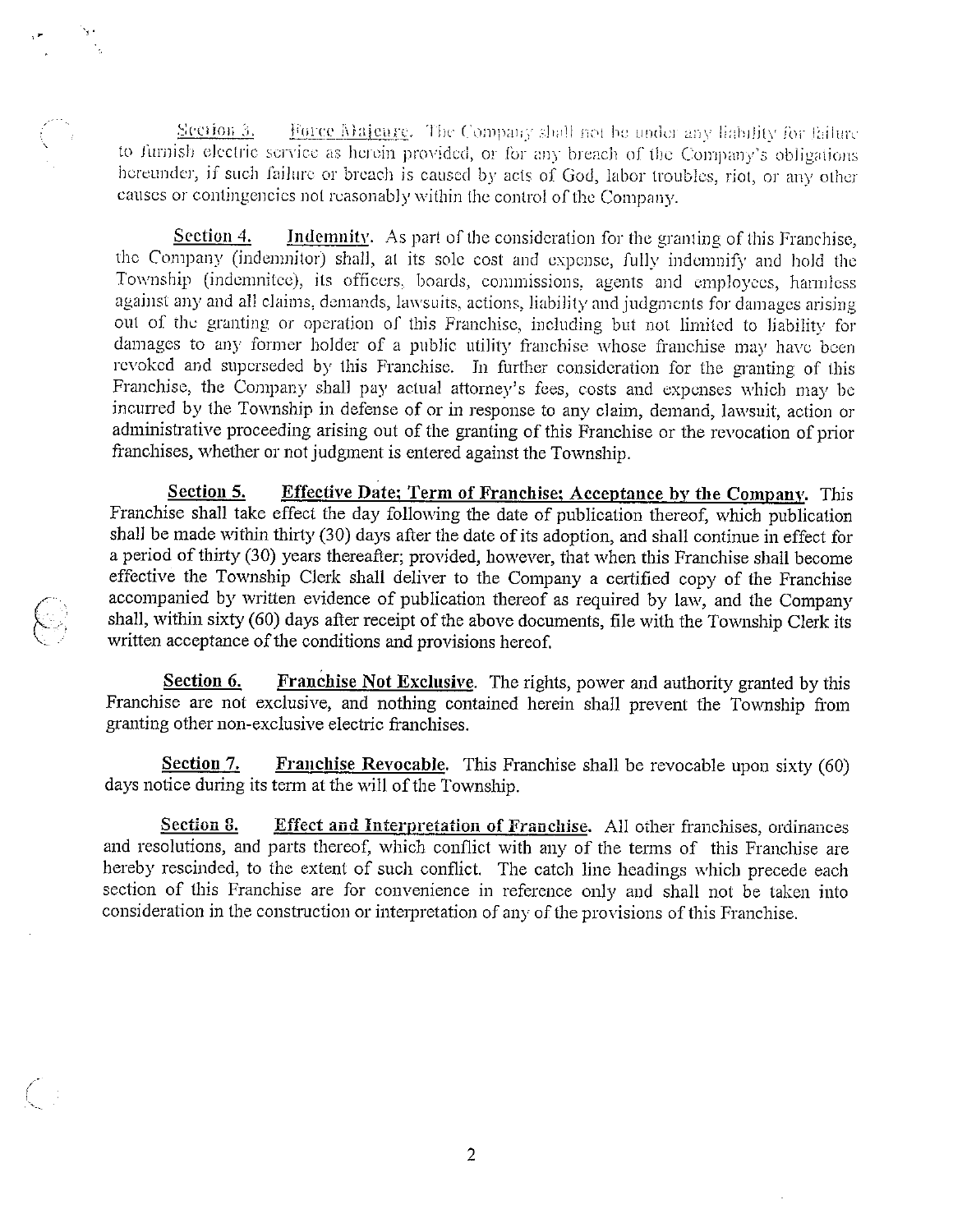**Section 3.** **Force Majeure**. The Company shall not be under any liability for failure to furnish electric service as herein provided, or for any breach of the Company's obligations hereunder, if such failure or breach is caused by acts of God, labor troubles, riot, or any other causes or contingencies not reasonably within the control of the Company.

**Section 4.** **Indemnity**. As part of the consideration for the granting of this Franchise, the Company (indemnitor) shall, at its sole cost and expense, fully indemnify and hold the Township (indemnitee), its officers, boards, commissions, agents and employees, harmless against any and all claims, demands, lawsuits, actions, liability and judgments for damages arising out of the granting or operation of this Franchise, including but not limited to liability for damages to any former holder of a public utility franchise whose franchise may have been revoked and superseded by this Franchise. In further consideration for the granting of this Franchise, the Company shall pay actual attorney's fees, costs and expenses which may be incurred by the Township in defense of or in response to any claim, demand, lawsuit, action or administrative proceeding arising out of the granting of this Franchise or the revocation of prior franchises, whether or not judgment is entered against the Township.

**Section 5.** **Effective Date; Term of Franchise; Acceptance by the Company**. This Franchise shall take effect the day following the date of publication thereof, which publication shall be made within thirty (30) days after the date of its adoption, and shall continue in effect for a period of thirty (30) years thereafter; provided, however, that when this Franchise shall become effective the Township Clerk shall deliver to the Company a certified copy of the Franchise accompanied by written evidence of publication thereof as required by law, and the Company shall, within sixty (60) days after receipt of the above documents, file with the Township Clerk its written acceptance of the conditions and provisions hereof.

**Section 6.** **Franchise Not Exclusive**. The rights, power and authority granted by this Franchise are not exclusive, and nothing contained herein shall prevent the Township from granting other non-exclusive electric franchises.

**Section 7.** **Franchise Revocable**. This Franchise shall be revocable upon sixty (60) days notice during its term at the will of the Township.

**Section 8.** **Effect and Interpretation of Franchise**. All other franchises, ordinances and resolutions, and parts thereof, which conflict with any of the terms of this Franchise are hereby rescinded, to the extent of such conflict. The catch line headings which precede each section of this Franchise are for convenience in reference only and shall not be taken into consideration in the construction or interpretation of any of the provisions of this Franchise.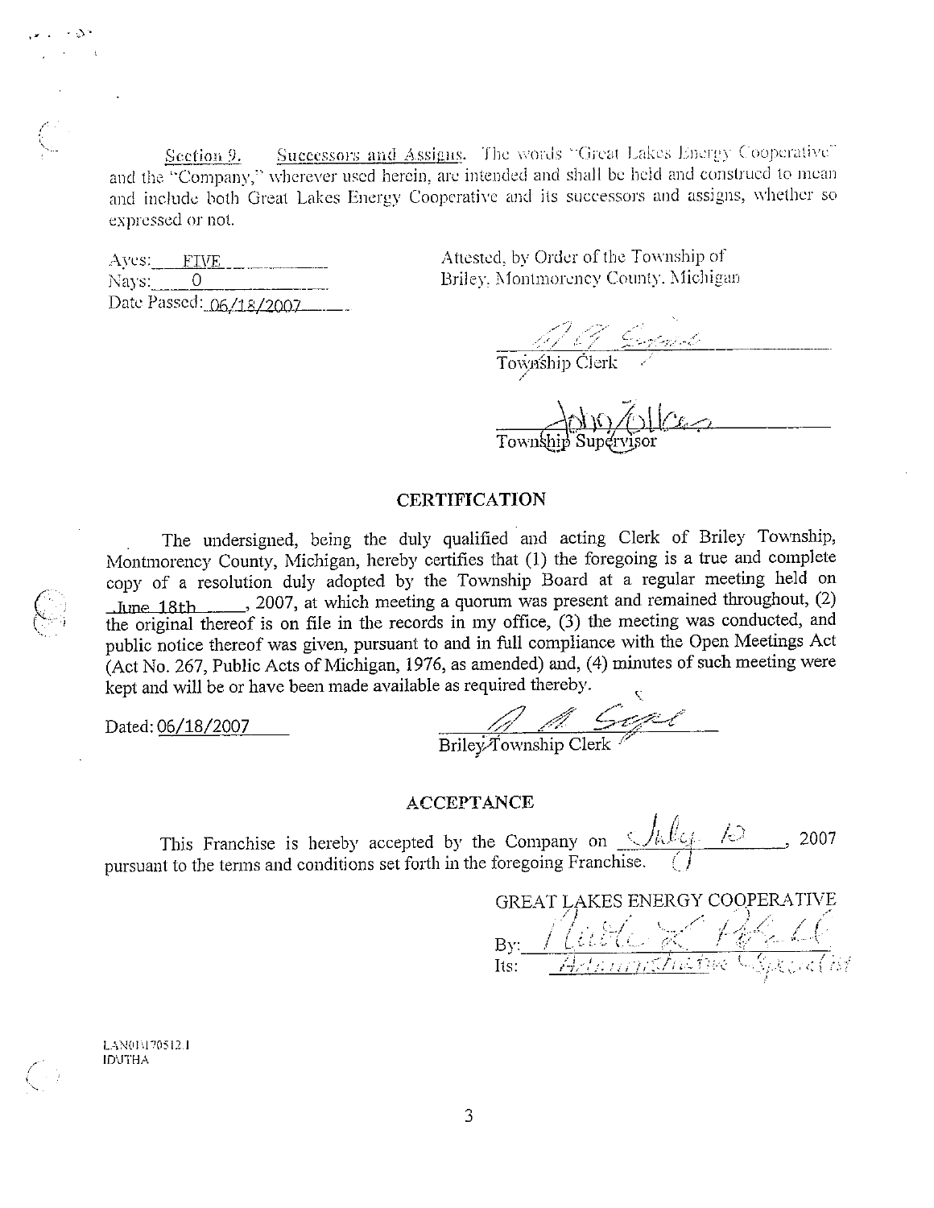Section 9. Successors and Assigns. The words "Great Lakes Energy Cooperative" and the "Company," wherever used herein, are intended and shall be held and construed to mean and include both Great Lakes Energy Cooperative and its successors and assigns, whether so expressed or not.

Ayes: FIVE
Nays: 0
Date Passed: 06/18/2007

Attested, by Order of the Township of Briley, Montmorency County, Michigan

Township Clerk

Township Supervisor

## CERTIFICATION

The undersigned, being the duly qualified and acting Clerk of Briley Township, Montmorency County, Michigan, hereby certifies that (1) the foregoing is a true and complete copy of a resolution duly adopted by the Township Board at a regular meeting held on June 18th, 2007, at which meeting a quorum was present and remained throughout, (2) the original thereof is on file in the records in my office, (3) the meeting was conducted, and public notice thereof was given, pursuant to and in full compliance with the Open Meetings Act (Act No. 267, Public Acts of Michigan, 1976, as amended) and, (4) minutes of such meeting were kept and will be or have been made available as required thereby.

Dated: 06/18/2007

Briley Township Clerk

## ACCEPTANCE

This Franchise is hereby accepted by the Company on July 10, 2007 pursuant to the terms and conditions set forth in the foregoing Franchise.

GREAT LAKES ENERGY COOPERATIVE
By: 
Its: Administrative Specialist

LAN01\170512.1
IDUTHA